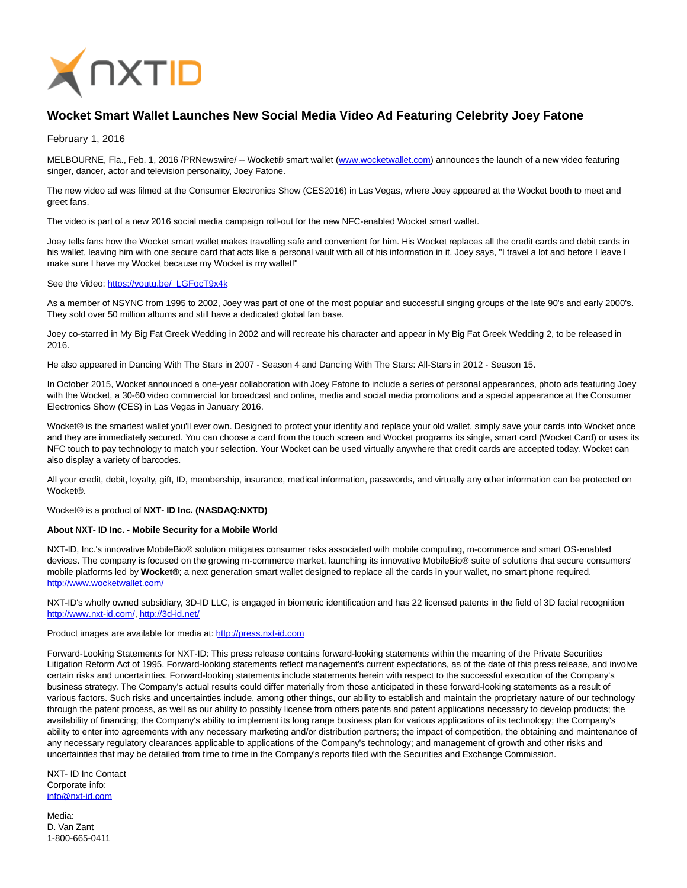# Wocket Smart Wallet Launches New Social Media Video Ad Featuring Celebrity Joey Fatone

February 1, 2016

MELBOURNE, Fla., Feb. 1, 2016 /PRNewswire/ -- Wocket® smart wallet (www.wocketwallet.com) announces the launch of a new video featuring singer, dancer, actor and television personality, Joey Fatone.

The new video ad was filmed at the Consumer Electronics Show (CES2016) in Las Vegas, where Joey appeared at the Wocket booth to meet and greet fans.

The video is part of a new 2016 social media campaign roll-out for the new NFC-enabled Wocket smart wallet.

Joey tells fans how the Wocket smart wallet makes travelling safe and convenient for him. His Wocket replaces all the credit cards and debit cards in his wallet, leaving him with one secure card that acts like a personal vault with all of his information in it. Joey says, "I travel a lot and before I leave I make sure I have my Wocket because my Wocket is my wallet!"

See the Video: https://youtu.be/_LGFocT9x4k

As a member of NSYNC from 1995 to 2002, Joey was part of one of the most popular and successful singing groups of the late 90's and early 2000's. They sold over 50 million albums and still have a dedicated global fan base.

Joey co-starred in My Big Fat Greek Wedding in 2002 and will recreate his character and appear in My Big Fat Greek Wedding 2, to be released in 2016.

He also appeared in Dancing With The Stars in 2007 - Season 4 and Dancing With The Stars: All-Stars in 2012 - Season 15.

In October 2015, Wocket announced a one-year collaboration with Joey Fatone to include a series of personal appearances, photo ads featuring Joey with the Wocket, a 30-60 video commercial for broadcast and online, media and social media promotions and a special appearance at the Consumer Electronics Show (CES) in Las Vegas in January 2016.

Wocket® is the smartest wallet you'll ever own. Designed to protect your identity and replace your old wallet, simply save your cards into Wocket once and they are immediately secured. You can choose a card from the touch screen and Wocket programs its single, smart card (Wocket Card) or uses its NFC touch to pay technology to match your selection. Your Wocket can be used virtually anywhere that credit cards are accepted today. Wocket can also display a variety of barcodes.

All your credit, debit, loyalty, gift, ID, membership, insurance, medical information, passwords, and virtually any other information can be protected on Wocket®.

Wocket® is a product of **NXT- ID Inc. (NASDAQ:NXTD)**

**About NXT- ID Inc. - Mobile Security for a Mobile World**

NXT-ID, Inc.'s innovative MobileBio® solution mitigates consumer risks associated with mobile computing, m-commerce and smart OS-enabled devices. The company is focused on the growing m-commerce market, launching its innovative MobileBio® suite of solutions that secure consumers' mobile platforms led by **Wocket®**; a next generation smart wallet designed to replace all the cards in your wallet, no smart phone required. http://www.wocketwallet.com/

NXT-ID's wholly owned subsidiary, 3D-ID LLC, is engaged in biometric identification and has 22 licensed patents in the field of 3D facial recognition http://www.nxt-id.com/, http://3d-id.net/

Product images are available for media at: http://press.nxt-id.com

Forward-Looking Statements for NXT-ID: This press release contains forward-looking statements within the meaning of the Private Securities Litigation Reform Act of 1995. Forward-looking statements reflect management's current expectations, as of the date of this press release, and involve certain risks and uncertainties. Forward-looking statements include statements herein with respect to the successful execution of the Company's business strategy. The Company's actual results could differ materially from those anticipated in these forward-looking statements as a result of various factors. Such risks and uncertainties include, among other things, our ability to establish and maintain the proprietary nature of our technology through the patent process, as well as our ability to possibly license from others patents and patent applications necessary to develop products; the availability of financing; the Company's ability to implement its long range business plan for various applications of its technology; the Company's ability to enter into agreements with any necessary marketing and/or distribution partners; the impact of competition, the obtaining and maintenance of any necessary regulatory clearances applicable to applications of the Company's technology; and management of growth and other risks and uncertainties that may be detailed from time to time in the Company's reports filed with the Securities and Exchange Commission.

NXT- ID Inc Contact
Corporate info:
info@nxt-id.com

Media:
D. Van Zant
1-800-665-0411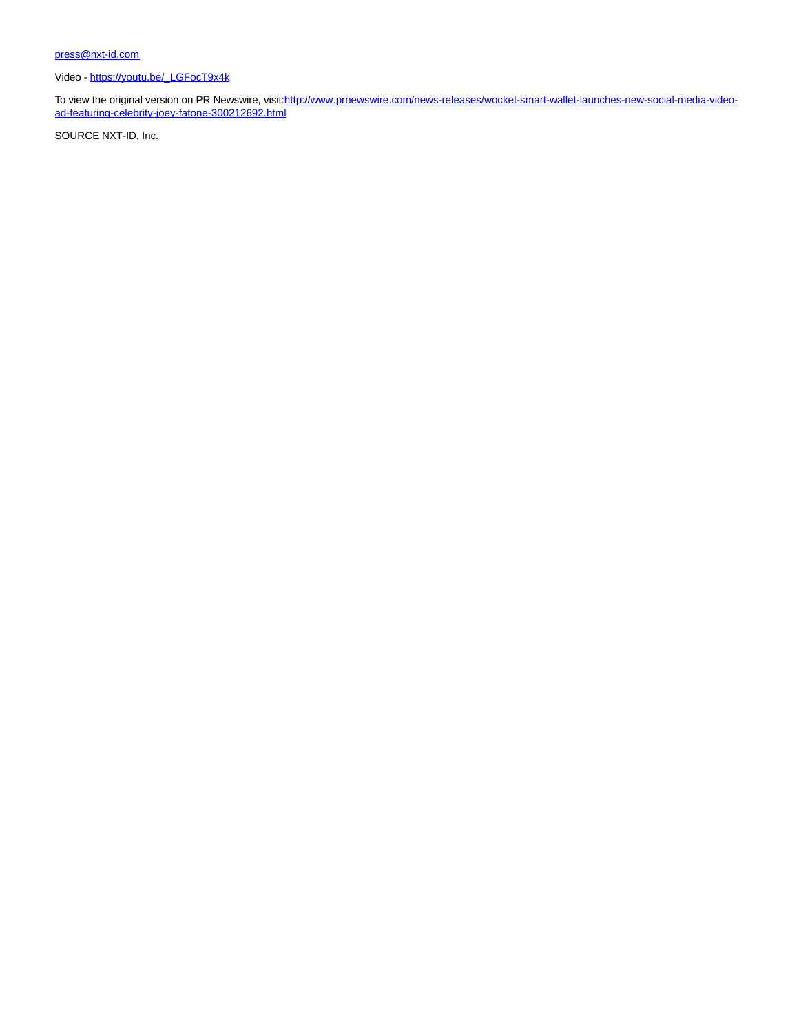press@nxt-id.com

Video - https://youtu.be/_LGFocT9x4k

To view the original version on PR Newswire, visit:http://www.prnewswire.com/news-releases/wocket-smart-wallet-launches-new-social-media-video-ad-featuring-celebrity-joey-fatone-300212692.html

SOURCE NXT-ID, Inc.